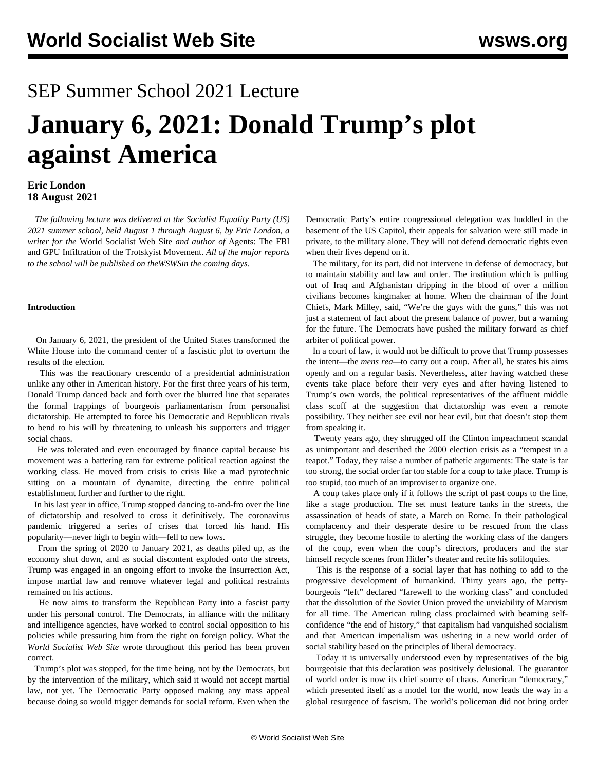# SEP Summer School 2021 Lecture

# January 6, 2021: Donald Trump's plot against America

**Eric London**
**18 August 2021**

*The following lecture was delivered at the Socialist Equality Party (US) 2021 summer school, held August 1 through August 6, by Eric London, a writer for the* World Socialist Web Site *and author of* Agents: The FBI and GPU Infiltration of the Trotskyist Movement. *All of the major reports to the school will be published on theWSWSin the coming days.*

**Introduction**

On January 6, 2021, the president of the United States transformed the White House into the command center of a fascistic plot to overturn the results of the election.

This was the reactionary crescendo of a presidential administration unlike any other in American history. For the first three years of his term, Donald Trump danced back and forth over the blurred line that separates the formal trappings of bourgeois parliamentarism from personalist dictatorship. He attempted to force his Democratic and Republican rivals to bend to his will by threatening to unleash his supporters and trigger social chaos.

He was tolerated and even encouraged by finance capital because his movement was a battering ram for extreme political reaction against the working class. He moved from crisis to crisis like a mad pyrotechnic sitting on a mountain of dynamite, directing the entire political establishment further and further to the right.

In his last year in office, Trump stopped dancing to-and-fro over the line of dictatorship and resolved to cross it definitively. The coronavirus pandemic triggered a series of crises that forced his hand. His popularity—never high to begin with—fell to new lows.

From the spring of 2020 to January 2021, as deaths piled up, as the economy shut down, and as social discontent exploded onto the streets, Trump was engaged in an ongoing effort to invoke the Insurrection Act, impose martial law and remove whatever legal and political restraints remained on his actions.

He now aims to transform the Republican Party into a fascist party under his personal control. The Democrats, in alliance with the military and intelligence agencies, have worked to control social opposition to his policies while pressuring him from the right on foreign policy. What the *World Socialist Web Site* wrote throughout this period has been proven correct.

Trump's plot was stopped, for the time being, not by the Democrats, but by the intervention of the military, which said it would not accept martial law, not yet. The Democratic Party opposed making any mass appeal because doing so would trigger demands for social reform. Even when the Democratic Party's entire congressional delegation was huddled in the basement of the US Capitol, their appeals for salvation were still made in private, to the military alone. They will not defend democratic rights even when their lives depend on it.

The military, for its part, did not intervene in defense of democracy, but to maintain stability and law and order. The institution which is pulling out of Iraq and Afghanistan dripping in the blood of over a million civilians becomes kingmaker at home. When the chairman of the Joint Chiefs, Mark Milley, said, "We're the guys with the guns," this was not just a statement of fact about the present balance of power, but a warning for the future. The Democrats have pushed the military forward as chief arbiter of political power.

In a court of law, it would not be difficult to prove that Trump possesses the intent—the *mens rea*—to carry out a coup. After all, he states his aims openly and on a regular basis. Nevertheless, after having watched these events take place before their very eyes and after having listened to Trump's own words, the political representatives of the affluent middle class scoff at the suggestion that dictatorship was even a remote possibility. They neither see evil nor hear evil, but that doesn't stop them from speaking it.

Twenty years ago, they shrugged off the Clinton impeachment scandal as unimportant and described the 2000 election crisis as a "tempest in a teapot." Today, they raise a number of pathetic arguments: The state is far too strong, the social order far too stable for a coup to take place. Trump is too stupid, too much of an improviser to organize one.

A coup takes place only if it follows the script of past coups to the line, like a stage production. The set must feature tanks in the streets, the assassination of heads of state, a March on Rome. In their pathological complacency and their desperate desire to be rescued from the class struggle, they become hostile to alerting the working class of the dangers of the coup, even when the coup's directors, producers and the star himself recycle scenes from Hitler's theater and recite his soliloquies.

This is the response of a social layer that has nothing to add to the progressive development of humankind. Thirty years ago, the petty-bourgeois "left" declared "farewell to the working class" and concluded that the dissolution of the Soviet Union proved the unviability of Marxism for all time. The American ruling class proclaimed with beaming self-confidence "the end of history," that capitalism had vanquished socialism and that American imperialism was ushering in a new world order of social stability based on the principles of liberal democracy.

Today it is universally understood even by representatives of the big bourgeoisie that this declaration was positively delusional. The guarantor of world order is now its chief source of chaos. American "democracy," which presented itself as a model for the world, now leads the way in a global resurgence of fascism. The world's policeman did not bring order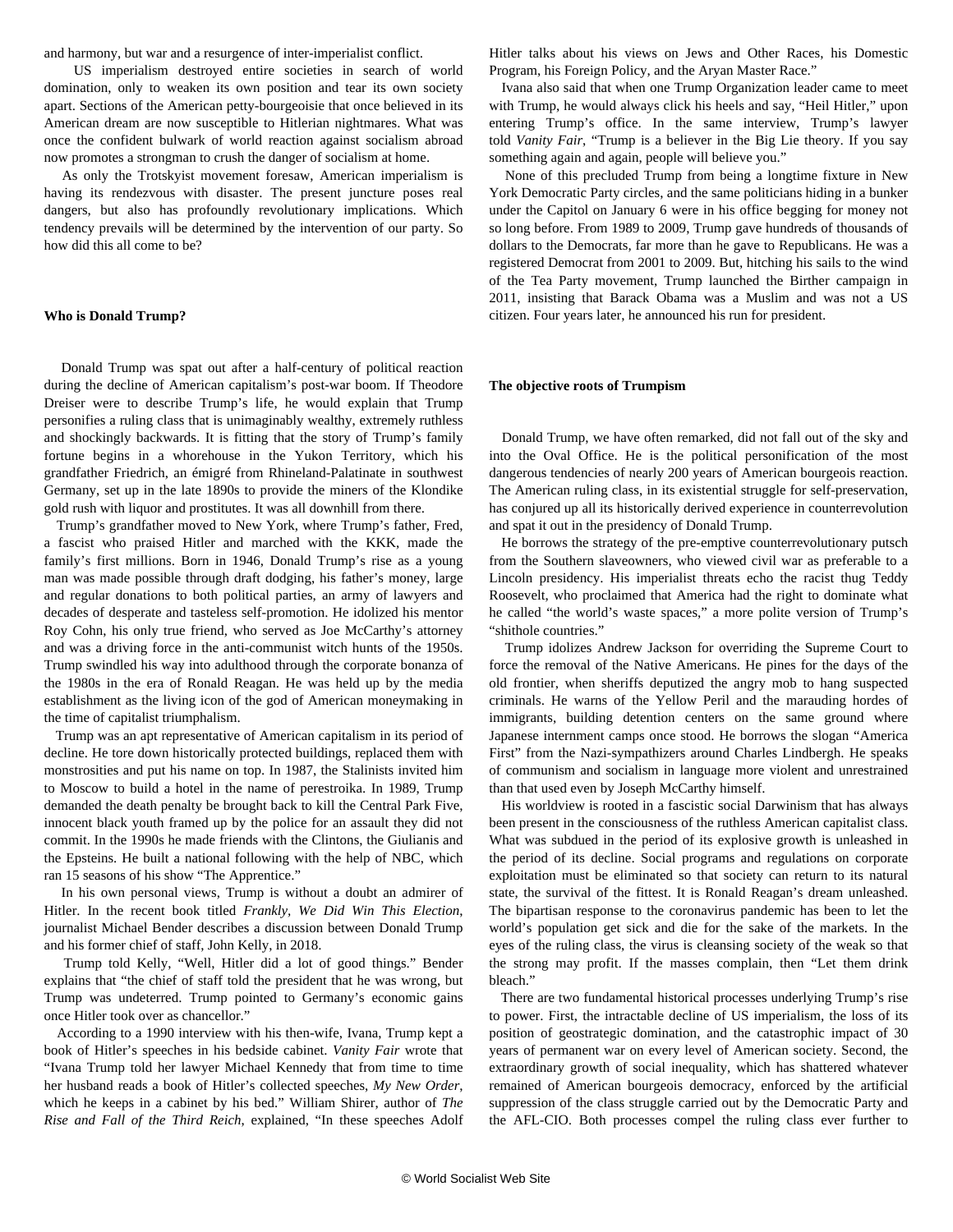and harmony, but war and a resurgence of inter-imperialist conflict.

US imperialism destroyed entire societies in search of world domination, only to weaken its own position and tear its own society apart. Sections of the American petty-bourgeoisie that once believed in its American dream are now susceptible to Hitlerian nightmares. What was once the confident bulwark of world reaction against socialism abroad now promotes a strongman to crush the danger of socialism at home.

As only the Trotskyist movement foresaw, American imperialism is having its rendezvous with disaster. The present juncture poses real dangers, but also has profoundly revolutionary implications. Which tendency prevails will be determined by the intervention of our party. So how did this all come to be?

**Who is Donald Trump?**

Donald Trump was spat out after a half-century of political reaction during the decline of American capitalism's post-war boom. If Theodore Dreiser were to describe Trump's life, he would explain that Trump personifies a ruling class that is unimaginably wealthy, extremely ruthless and shockingly backwards. It is fitting that the story of Trump's family fortune begins in a whorehouse in the Yukon Territory, which his grandfather Friedrich, an émigré from Rhineland-Palatinate in southwest Germany, set up in the late 1890s to provide the miners of the Klondike gold rush with liquor and prostitutes. It was all downhill from there.

Trump's grandfather moved to New York, where Trump's father, Fred, a fascist who praised Hitler and marched with the KKK, made the family's first millions. Born in 1946, Donald Trump's rise as a young man was made possible through draft dodging, his father's money, large and regular donations to both political parties, an army of lawyers and decades of desperate and tasteless self-promotion. He idolized his mentor Roy Cohn, his only true friend, who served as Joe McCarthy's attorney and was a driving force in the anti-communist witch hunts of the 1950s. Trump swindled his way into adulthood through the corporate bonanza of the 1980s in the era of Ronald Reagan. He was held up by the media establishment as the living icon of the god of American moneymaking in the time of capitalist triumphalism.

Trump was an apt representative of American capitalism in its period of decline. He tore down historically protected buildings, replaced them with monstrosities and put his name on top. In 1987, the Stalinists invited him to Moscow to build a hotel in the name of perestroika. In 1989, Trump demanded the death penalty be brought back to kill the Central Park Five, innocent black youth framed up by the police for an assault they did not commit. In the 1990s he made friends with the Clintons, the Giulianis and the Epsteins. He built a national following with the help of NBC, which ran 15 seasons of his show "The Apprentice."

In his own personal views, Trump is without a doubt an admirer of Hitler. In the recent book titled *Frankly, We Did Win This Election*, journalist Michael Bender describes a discussion between Donald Trump and his former chief of staff, John Kelly, in 2018.

Trump told Kelly, "Well, Hitler did a lot of good things." Bender explains that "the chief of staff told the president that he was wrong, but Trump was undeterred. Trump pointed to Germany's economic gains once Hitler took over as chancellor."

According to a 1990 interview with his then-wife, Ivana, Trump kept a book of Hitler's speeches in his bedside cabinet. *Vanity Fair* wrote that "Ivana Trump told her lawyer Michael Kennedy that from time to time her husband reads a book of Hitler's collected speeches, *My New Order*, which he keeps in a cabinet by his bed." William Shirer, author of *The Rise and Fall of the Third Reich*, explained, "In these speeches Adolf Hitler talks about his views on Jews and Other Races, his Domestic Program, his Foreign Policy, and the Aryan Master Race."

Ivana also said that when one Trump Organization leader came to meet with Trump, he would always click his heels and say, "Heil Hitler," upon entering Trump's office. In the same interview, Trump's lawyer told *Vanity Fair*, "Trump is a believer in the Big Lie theory. If you say something again and again, people will believe you."

None of this precluded Trump from being a longtime fixture in New York Democratic Party circles, and the same politicians hiding in a bunker under the Capitol on January 6 were in his office begging for money not so long before. From 1989 to 2009, Trump gave hundreds of thousands of dollars to the Democrats, far more than he gave to Republicans. He was a registered Democrat from 2001 to 2009. But, hitching his sails to the wind of the Tea Party movement, Trump launched the Birther campaign in 2011, insisting that Barack Obama was a Muslim and was not a US citizen. Four years later, he announced his run for president.

**The objective roots of Trumpism**

Donald Trump, we have often remarked, did not fall out of the sky and into the Oval Office. He is the political personification of the most dangerous tendencies of nearly 200 years of American bourgeois reaction. The American ruling class, in its existential struggle for self-preservation, has conjured up all its historically derived experience in counterrevolution and spat it out in the presidency of Donald Trump.

He borrows the strategy of the pre-emptive counterrevolutionary putsch from the Southern slaveowners, who viewed civil war as preferable to a Lincoln presidency. His imperialist threats echo the racist thug Teddy Roosevelt, who proclaimed that America had the right to dominate what he called "the world's waste spaces," a more polite version of Trump's "shithole countries."

Trump idolizes Andrew Jackson for overriding the Supreme Court to force the removal of the Native Americans. He pines for the days of the old frontier, when sheriffs deputized the angry mob to hang suspected criminals. He warns of the Yellow Peril and the marauding hordes of immigrants, building detention centers on the same ground where Japanese internment camps once stood. He borrows the slogan "America First" from the Nazi-sympathizers around Charles Lindbergh. He speaks of communism and socialism in language more violent and unrestrained than that used even by Joseph McCarthy himself.

His worldview is rooted in a fascistic social Darwinism that has always been present in the consciousness of the ruthless American capitalist class. What was subdued in the period of its explosive growth is unleashed in the period of its decline. Social programs and regulations on corporate exploitation must be eliminated so that society can return to its natural state, the survival of the fittest. It is Ronald Reagan's dream unleashed. The bipartisan response to the coronavirus pandemic has been to let the world's population get sick and die for the sake of the markets. In the eyes of the ruling class, the virus is cleansing society of the weak so that the strong may profit. If the masses complain, then "Let them drink bleach."

There are two fundamental historical processes underlying Trump's rise to power. First, the intractable decline of US imperialism, the loss of its position of geostrategic domination, and the catastrophic impact of 30 years of permanent war on every level of American society. Second, the extraordinary growth of social inequality, which has shattered whatever remained of American bourgeois democracy, enforced by the artificial suppression of the class struggle carried out by the Democratic Party and the AFL-CIO. Both processes compel the ruling class ever further to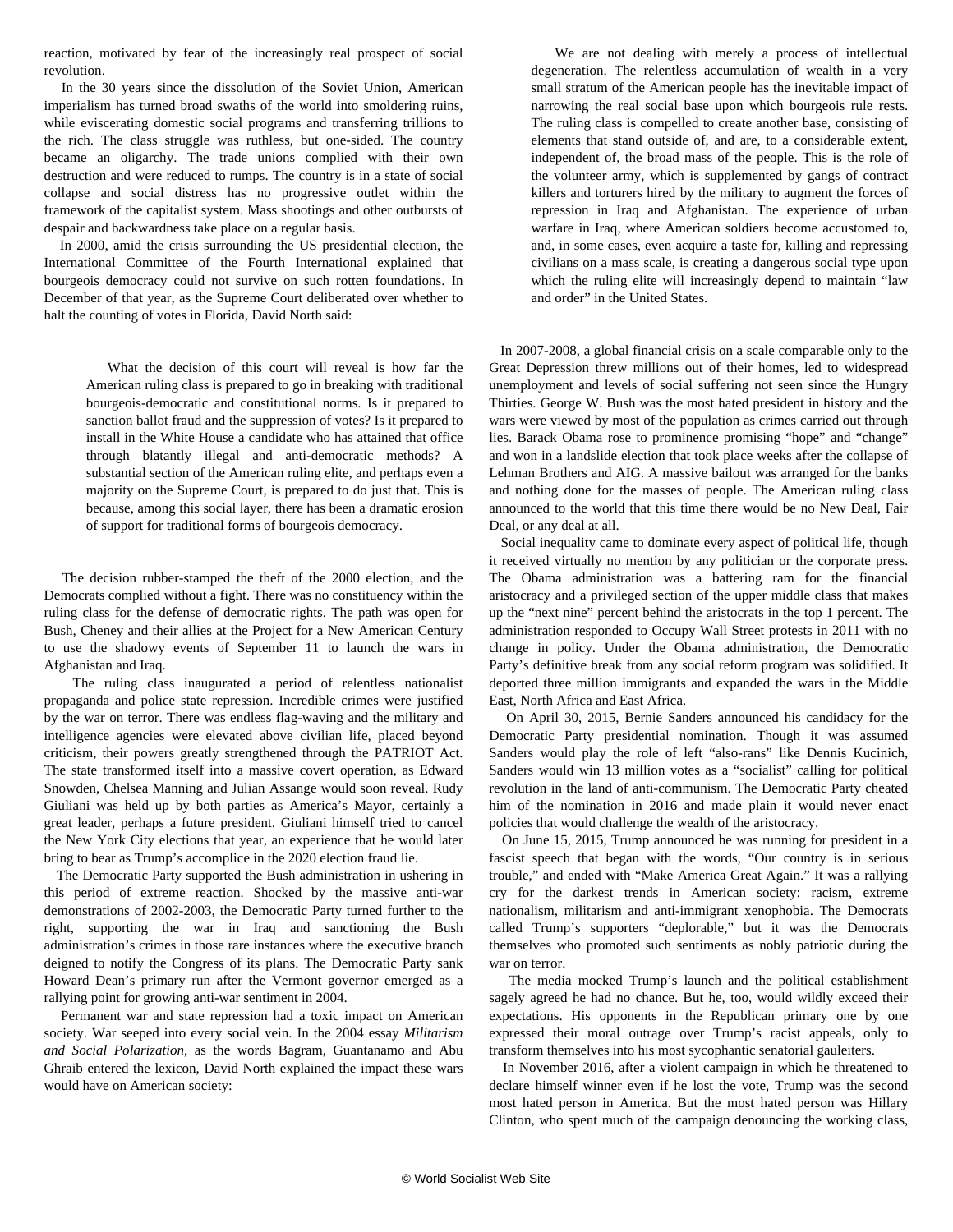reaction, motivated by fear of the increasingly real prospect of social revolution.

In the 30 years since the dissolution of the Soviet Union, American imperialism has turned broad swaths of the world into smoldering ruins, while eviscerating domestic social programs and transferring trillions to the rich. The class struggle was ruthless, but one-sided. The country became an oligarchy. The trade unions complied with their own destruction and were reduced to rumps. The country is in a state of social collapse and social distress has no progressive outlet within the framework of the capitalist system. Mass shootings and other outbursts of despair and backwardness take place on a regular basis.

In 2000, amid the crisis surrounding the US presidential election, the International Committee of the Fourth International explained that bourgeois democracy could not survive on such rotten foundations. In December of that year, as the Supreme Court deliberated over whether to halt the counting of votes in Florida, David North said:

> What the decision of this court will reveal is how far the American ruling class is prepared to go in breaking with traditional bourgeois-democratic and constitutional norms. Is it prepared to sanction ballot fraud and the suppression of votes? Is it prepared to install in the White House a candidate who has attained that office through blatantly illegal and anti-democratic methods? A substantial section of the American ruling elite, and perhaps even a majority on the Supreme Court, is prepared to do just that. This is because, among this social layer, there has been a dramatic erosion of support for traditional forms of bourgeois democracy.

The decision rubber-stamped the theft of the 2000 election, and the Democrats complied without a fight. There was no constituency within the ruling class for the defense of democratic rights. The path was open for Bush, Cheney and their allies at the Project for a New American Century to use the shadowy events of September 11 to launch the wars in Afghanistan and Iraq.

The ruling class inaugurated a period of relentless nationalist propaganda and police state repression. Incredible crimes were justified by the war on terror. There was endless flag-waving and the military and intelligence agencies were elevated above civilian life, placed beyond criticism, their powers greatly strengthened through the PATRIOT Act. The state transformed itself into a massive covert operation, as Edward Snowden, Chelsea Manning and Julian Assange would soon reveal. Rudy Giuliani was held up by both parties as America's Mayor, certainly a great leader, perhaps a future president. Giuliani himself tried to cancel the New York City elections that year, an experience that he would later bring to bear as Trump's accomplice in the 2020 election fraud lie.

The Democratic Party supported the Bush administration in ushering in this period of extreme reaction. Shocked by the massive anti-war demonstrations of 2002-2003, the Democratic Party turned further to the right, supporting the war in Iraq and sanctioning the Bush administration's crimes in those rare instances where the executive branch deigned to notify the Congress of its plans. The Democratic Party sank Howard Dean's primary run after the Vermont governor emerged as a rallying point for growing anti-war sentiment in 2004.

Permanent war and state repression had a toxic impact on American society. War seeped into every social vein. In the 2004 essay *Militarism and Social Polarization*, as the words Bagram, Guantanamo and Abu Ghraib entered the lexicon, David North explained the impact these wars would have on American society:

> We are not dealing with merely a process of intellectual degeneration. The relentless accumulation of wealth in a very small stratum of the American people has the inevitable impact of narrowing the real social base upon which bourgeois rule rests. The ruling class is compelled to create another base, consisting of elements that stand outside of, and are, to a considerable extent, independent of, the broad mass of the people. This is the role of the volunteer army, which is supplemented by gangs of contract killers and torturers hired by the military to augment the forces of repression in Iraq and Afghanistan. The experience of urban warfare in Iraq, where American soldiers become accustomed to, and, in some cases, even acquire a taste for, killing and repressing civilians on a mass scale, is creating a dangerous social type upon which the ruling elite will increasingly depend to maintain "law and order" in the United States.

In 2007-2008, a global financial crisis on a scale comparable only to the Great Depression threw millions out of their homes, led to widespread unemployment and levels of social suffering not seen since the Hungry Thirties. George W. Bush was the most hated president in history and the wars were viewed by most of the population as crimes carried out through lies. Barack Obama rose to prominence promising "hope" and "change" and won in a landslide election that took place weeks after the collapse of Lehman Brothers and AIG. A massive bailout was arranged for the banks and nothing done for the masses of people. The American ruling class announced to the world that this time there would be no New Deal, Fair Deal, or any deal at all.

Social inequality came to dominate every aspect of political life, though it received virtually no mention by any politician or the corporate press. The Obama administration was a battering ram for the financial aristocracy and a privileged section of the upper middle class that makes up the "next nine" percent behind the aristocrats in the top 1 percent. The administration responded to Occupy Wall Street protests in 2011 with no change in policy. Under the Obama administration, the Democratic Party's definitive break from any social reform program was solidified. It deported three million immigrants and expanded the wars in the Middle East, North Africa and East Africa.

On April 30, 2015, Bernie Sanders announced his candidacy for the Democratic Party presidential nomination. Though it was assumed Sanders would play the role of left "also-rans" like Dennis Kucinich, Sanders would win 13 million votes as a "socialist" calling for political revolution in the land of anti-communism. The Democratic Party cheated him of the nomination in 2016 and made plain it would never enact policies that would challenge the wealth of the aristocracy.

On June 15, 2015, Trump announced he was running for president in a fascist speech that began with the words, "Our country is in serious trouble," and ended with "Make America Great Again." It was a rallying cry for the darkest trends in American society: racism, extreme nationalism, militarism and anti-immigrant xenophobia. The Democrats called Trump's supporters "deplorable," but it was the Democrats themselves who promoted such sentiments as nobly patriotic during the war on terror.

The media mocked Trump's launch and the political establishment sagely agreed he had no chance. But he, too, would wildly exceed their expectations. His opponents in the Republican primary one by one expressed their moral outrage over Trump's racist appeals, only to transform themselves into his most sycophantic senatorial gauleiters.

In November 2016, after a violent campaign in which he threatened to declare himself winner even if he lost the vote, Trump was the second most hated person in America. But the most hated person was Hillary Clinton, who spent much of the campaign denouncing the working class,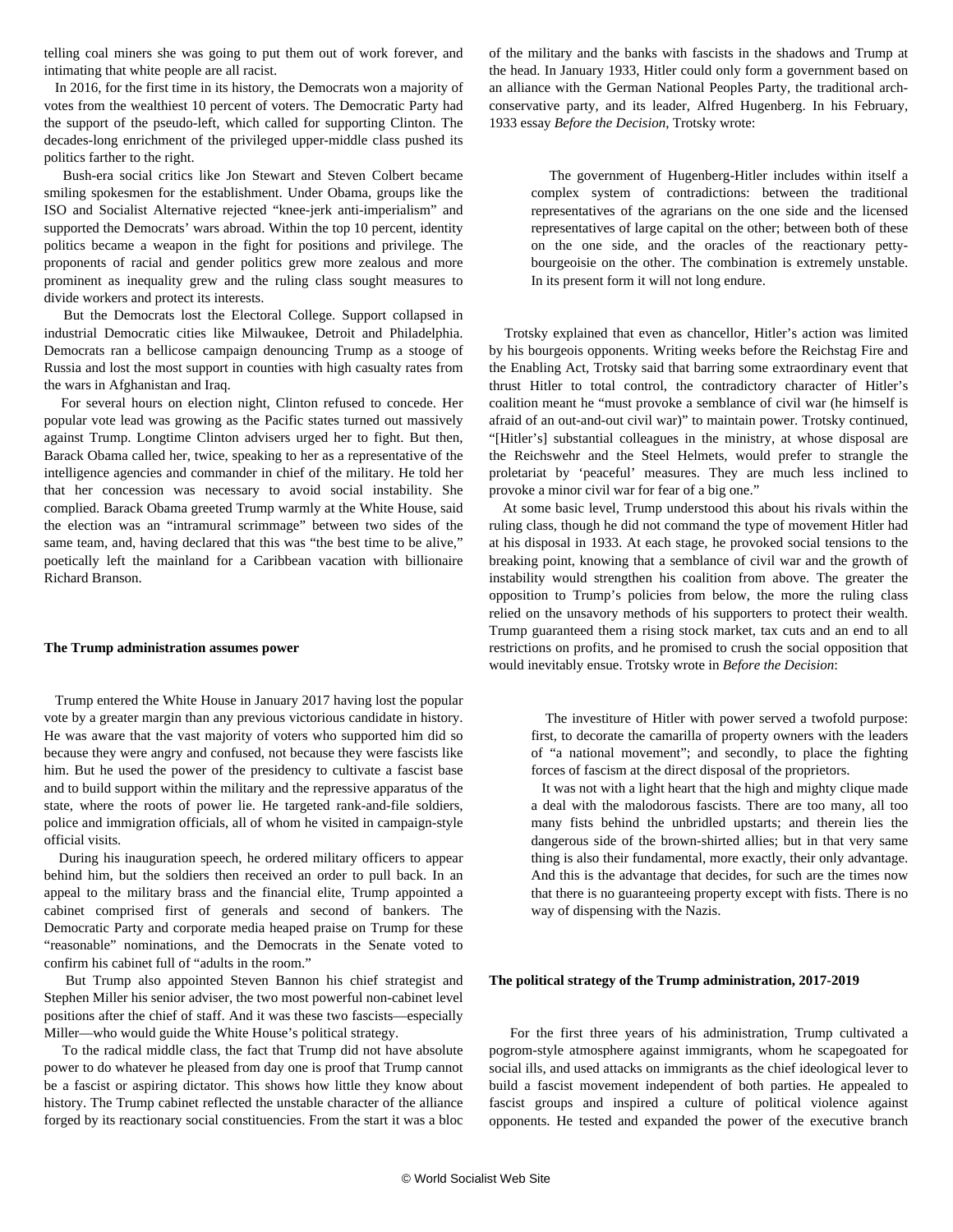telling coal miners she was going to put them out of work forever, and intimating that white people are all racist.

In 2016, for the first time in its history, the Democrats won a majority of votes from the wealthiest 10 percent of voters. The Democratic Party had the support of the pseudo-left, which called for supporting Clinton. The decades-long enrichment of the privileged upper-middle class pushed its politics farther to the right.

Bush-era social critics like Jon Stewart and Steven Colbert became smiling spokesmen for the establishment. Under Obama, groups like the ISO and Socialist Alternative rejected "knee-jerk anti-imperialism" and supported the Democrats' wars abroad. Within the top 10 percent, identity politics became a weapon in the fight for positions and privilege. The proponents of racial and gender politics grew more zealous and more prominent as inequality grew and the ruling class sought measures to divide workers and protect its interests.

But the Democrats lost the Electoral College. Support collapsed in industrial Democratic cities like Milwaukee, Detroit and Philadelphia. Democrats ran a bellicose campaign denouncing Trump as a stooge of Russia and lost the most support in counties with high casualty rates from the wars in Afghanistan and Iraq.

For several hours on election night, Clinton refused to concede. Her popular vote lead was growing as the Pacific states turned out massively against Trump. Longtime Clinton advisers urged her to fight. But then, Barack Obama called her, twice, speaking to her as a representative of the intelligence agencies and commander in chief of the military. He told her that her concession was necessary to avoid social instability. She complied. Barack Obama greeted Trump warmly at the White House, said the election was an "intramural scrimmage" between two sides of the same team, and, having declared that this was "the best time to be alive," poetically left the mainland for a Caribbean vacation with billionaire Richard Branson.

**The Trump administration assumes power**

Trump entered the White House in January 2017 having lost the popular vote by a greater margin than any previous victorious candidate in history. He was aware that the vast majority of voters who supported him did so because they were angry and confused, not because they were fascists like him. But he used the power of the presidency to cultivate a fascist base and to build support within the military and the repressive apparatus of the state, where the roots of power lie. He targeted rank-and-file soldiers, police and immigration officials, all of whom he visited in campaign-style official visits.

During his inauguration speech, he ordered military officers to appear behind him, but the soldiers then received an order to pull back. In an appeal to the military brass and the financial elite, Trump appointed a cabinet comprised first of generals and second of bankers. The Democratic Party and corporate media heaped praise on Trump for these "reasonable" nominations, and the Democrats in the Senate voted to confirm his cabinet full of "adults in the room."

But Trump also appointed Steven Bannon his chief strategist and Stephen Miller his senior adviser, the two most powerful non-cabinet level positions after the chief of staff. And it was these two fascists—especially Miller—who would guide the White House's political strategy.

To the radical middle class, the fact that Trump did not have absolute power to do whatever he pleased from day one is proof that Trump cannot be a fascist or aspiring dictator. This shows how little they know about history. The Trump cabinet reflected the unstable character of the alliance forged by its reactionary social constituencies. From the start it was a bloc of the military and the banks with fascists in the shadows and Trump at the head. In January 1933, Hitler could only form a government based on an alliance with the German National Peoples Party, the traditional arch-conservative party, and its leader, Alfred Hugenberg. In his February, 1933 essay *Before the Decision*, Trotsky wrote:

> The government of Hugenberg-Hitler includes within itself a complex system of contradictions: between the traditional representatives of the agrarians on the one side and the licensed representatives of large capital on the other; between both of these on the one side, and the oracles of the reactionary petty-bourgeoisie on the other. The combination is extremely unstable. In its present form it will not long endure.

Trotsky explained that even as chancellor, Hitler's action was limited by his bourgeois opponents. Writing weeks before the Reichstag Fire and the Enabling Act, Trotsky said that barring some extraordinary event that thrust Hitler to total control, the contradictory character of Hitler's coalition meant he "must provoke a semblance of civil war (he himself is afraid of an out-and-out civil war)" to maintain power. Trotsky continued, "[Hitler's] substantial colleagues in the ministry, at whose disposal are the Reichswehr and the Steel Helmets, would prefer to strangle the proletariat by 'peaceful' measures. They are much less inclined to provoke a minor civil war for fear of a big one."

At some basic level, Trump understood this about his rivals within the ruling class, though he did not command the type of movement Hitler had at his disposal in 1933. At each stage, he provoked social tensions to the breaking point, knowing that a semblance of civil war and the growth of instability would strengthen his coalition from above. The greater the opposition to Trump's policies from below, the more the ruling class relied on the unsavory methods of his supporters to protect their wealth. Trump guaranteed them a rising stock market, tax cuts and an end to all restrictions on profits, and he promised to crush the social opposition that would inevitably ensue. Trotsky wrote in *Before the Decision*:

> The investiture of Hitler with power served a twofold purpose: first, to decorate the camarilla of property owners with the leaders of "a national movement"; and secondly, to place the fighting forces of fascism at the direct disposal of the proprietors.
>
> It was not with a light heart that the high and mighty clique made a deal with the malodorous fascists. There are too many, all too many fists behind the unbridled upstarts; and therein lies the dangerous side of the brown-shirted allies; but in that very same thing is also their fundamental, more exactly, their only advantage. And this is the advantage that decides, for such are the times now that there is no guaranteeing property except with fists. There is no way of dispensing with the Nazis.

**The political strategy of the Trump administration, 2017-2019**

For the first three years of his administration, Trump cultivated a pogrom-style atmosphere against immigrants, whom he scapegoated for social ills, and used attacks on immigrants as the chief ideological lever to build a fascist movement independent of both parties. He appealed to fascist groups and inspired a culture of political violence against opponents. He tested and expanded the power of the executive branch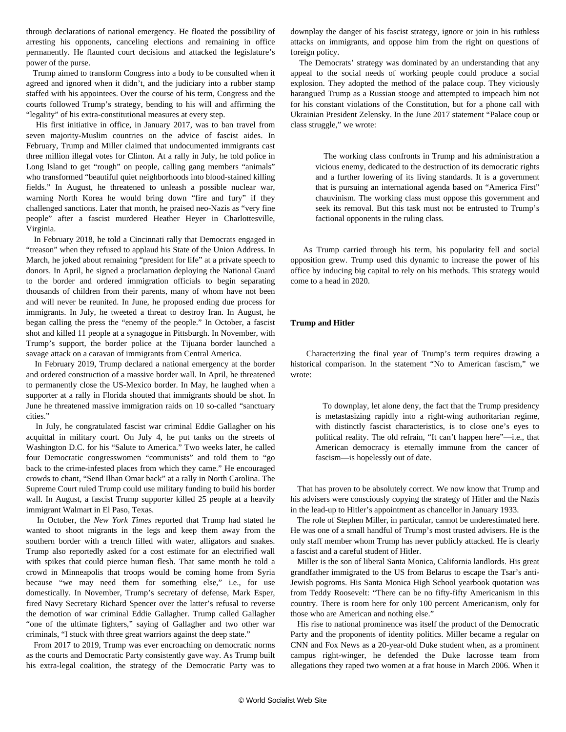through declarations of national emergency. He floated the possibility of arresting his opponents, canceling elections and remaining in office permanently. He flaunted court decisions and attacked the legislature's power of the purse.

Trump aimed to transform Congress into a body to be consulted when it agreed and ignored when it didn't, and the judiciary into a rubber stamp staffed with his appointees. Over the course of his term, Congress and the courts followed Trump's strategy, bending to his will and affirming the "legality" of his extra-constitutional measures at every step.

His first initiative in office, in January 2017, was to ban travel from seven majority-Muslim countries on the advice of fascist aides. In February, Trump and Miller claimed that undocumented immigrants cast three million illegal votes for Clinton. At a rally in July, he told police in Long Island to get "rough" on people, calling gang members "animals" who transformed "beautiful quiet neighborhoods into blood-stained killing fields." In August, he threatened to unleash a possible nuclear war, warning North Korea he would bring down "fire and fury" if they challenged sanctions. Later that month, he praised neo-Nazis as "very fine people" after a fascist murdered Heather Heyer in Charlottesville, Virginia.

In February 2018, he told a Cincinnati rally that Democrats engaged in "treason" when they refused to applaud his State of the Union Address. In March, he joked about remaining "president for life" at a private speech to donors. In April, he signed a proclamation deploying the National Guard to the border and ordered immigration officials to begin separating thousands of children from their parents, many of whom have not been and will never be reunited. In June, he proposed ending due process for immigrants. In July, he tweeted a threat to destroy Iran. In August, he began calling the press the "enemy of the people." In October, a fascist shot and killed 11 people at a synagogue in Pittsburgh. In November, with Trump's support, the border police at the Tijuana border launched a savage attack on a caravan of immigrants from Central America.

In February 2019, Trump declared a national emergency at the border and ordered construction of a massive border wall. In April, he threatened to permanently close the US-Mexico border. In May, he laughed when a supporter at a rally in Florida shouted that immigrants should be shot. In June he threatened massive immigration raids on 10 so-called "sanctuary cities."

In July, he congratulated fascist war criminal Eddie Gallagher on his acquittal in military court. On July 4, he put tanks on the streets of Washington D.C. for his "Salute to America." Two weeks later, he called four Democratic congresswomen "communists" and told them to "go back to the crime-infested places from which they came." He encouraged crowds to chant, "Send Ilhan Omar back" at a rally in North Carolina. The Supreme Court ruled Trump could use military funding to build his border wall. In August, a fascist Trump supporter killed 25 people at a heavily immigrant Walmart in El Paso, Texas.

In October, the *New York Times* reported that Trump had stated he wanted to shoot migrants in the legs and keep them away from the southern border with a trench filled with water, alligators and snakes. Trump also reportedly asked for a cost estimate for an electrified wall with spikes that could pierce human flesh. That same month he told a crowd in Minneapolis that troops would be coming home from Syria because "we may need them for something else," i.e., for use domestically. In November, Trump's secretary of defense, Mark Esper, fired Navy Secretary Richard Spencer over the latter's refusal to reverse the demotion of war criminal Eddie Gallagher. Trump called Gallagher "one of the ultimate fighters," saying of Gallagher and two other war criminals, "I stuck with three great warriors against the deep state."

From 2017 to 2019, Trump was ever encroaching on democratic norms as the courts and Democratic Party consistently gave way. As Trump built his extra-legal coalition, the strategy of the Democratic Party was to downplay the danger of his fascist strategy, ignore or join in his ruthless attacks on immigrants, and oppose him from the right on questions of foreign policy.

The Democrats' strategy was dominated by an understanding that any appeal to the social needs of working people could produce a social explosion. They adopted the method of the palace coup. They viciously harangued Trump as a Russian stooge and attempted to impeach him not for his constant violations of the Constitution, but for a phone call with Ukrainian President Zelensky. In the June 2017 statement "Palace coup or class struggle," we wrote:

> The working class confronts in Trump and his administration a vicious enemy, dedicated to the destruction of its democratic rights and a further lowering of its living standards. It is a government that is pursuing an international agenda based on "America First" chauvinism. The working class must oppose this government and seek its removal. But this task must not be entrusted to Trump's factional opponents in the ruling class.

As Trump carried through his term, his popularity fell and social opposition grew. Trump used this dynamic to increase the power of his office by inducing big capital to rely on his methods. This strategy would come to a head in 2020.

**Trump and Hitler**

Characterizing the final year of Trump's term requires drawing a historical comparison. In the statement "No to American fascism," we wrote:

> To downplay, let alone deny, the fact that the Trump presidency is metastasizing rapidly into a right-wing authoritarian regime, with distinctly fascist characteristics, is to close one's eyes to political reality. The old refrain, "It can't happen here"—i.e., that American democracy is eternally immune from the cancer of fascism—is hopelessly out of date.

That has proven to be absolutely correct. We now know that Trump and his advisers were consciously copying the strategy of Hitler and the Nazis in the lead-up to Hitler's appointment as chancellor in January 1933.

The role of Stephen Miller, in particular, cannot be underestimated here. He was one of a small handful of Trump's most trusted advisers. He is the only staff member whom Trump has never publicly attacked. He is clearly a fascist and a careful student of Hitler.

Miller is the son of liberal Santa Monica, California landlords. His great grandfather immigrated to the US from Belarus to escape the Tsar's anti-Jewish pogroms. His Santa Monica High School yearbook quotation was from Teddy Roosevelt: "There can be no fifty-fifty Americanism in this country. There is room here for only 100 percent Americanism, only for those who are American and nothing else."

His rise to national prominence was itself the product of the Democratic Party and the proponents of identity politics. Miller became a regular on CNN and Fox News as a 20-year-old Duke student when, as a prominent campus right-winger, he defended the Duke lacrosse team from allegations they raped two women at a frat house in March 2006. When it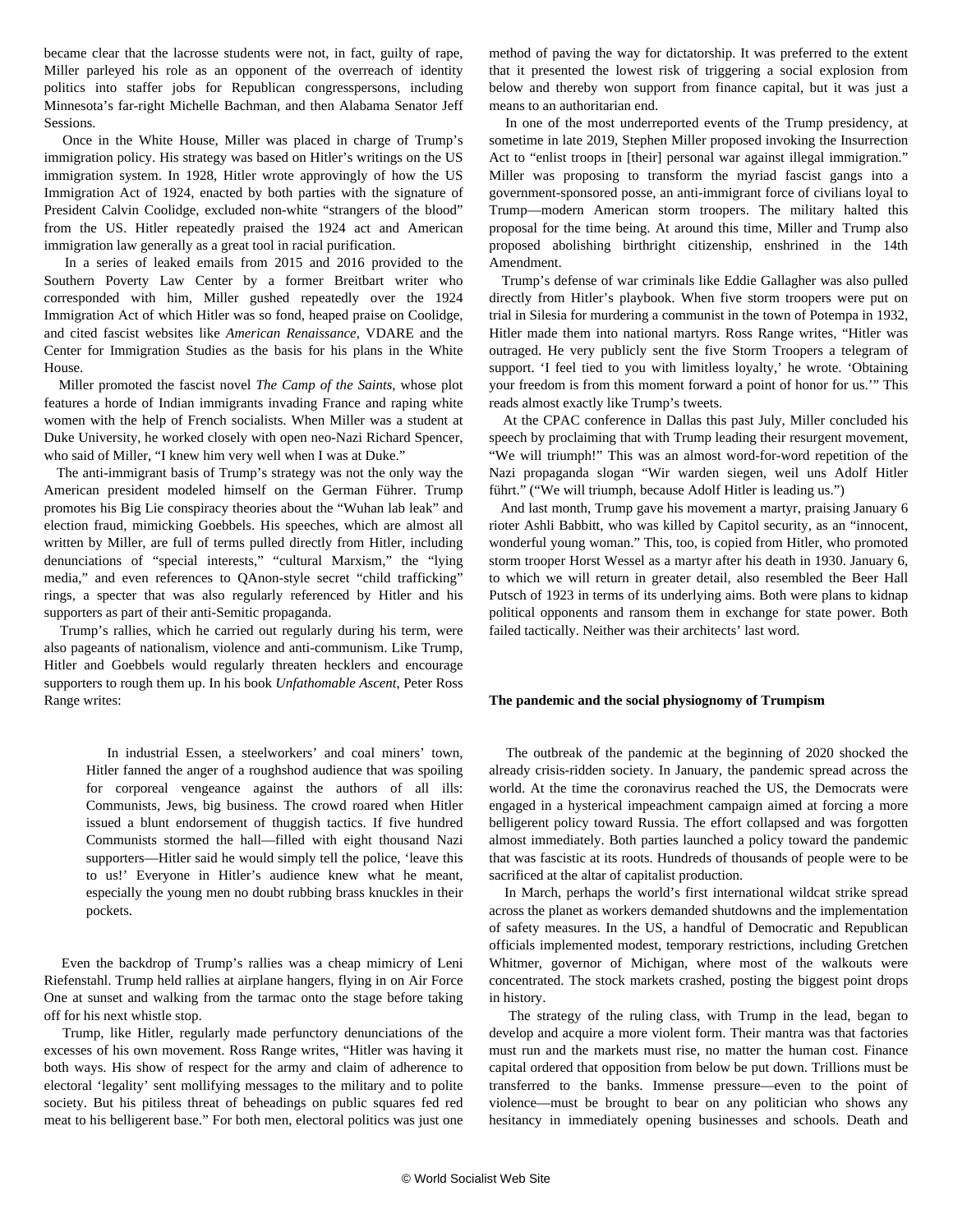became clear that the lacrosse students were not, in fact, guilty of rape, Miller parleyed his role as an opponent of the overreach of identity politics into staffer jobs for Republican congresspersons, including Minnesota's far-right Michelle Bachman, and then Alabama Senator Jeff Sessions.

Once in the White House, Miller was placed in charge of Trump's immigration policy. His strategy was based on Hitler's writings on the US immigration system. In 1928, Hitler wrote approvingly of how the US Immigration Act of 1924, enacted by both parties with the signature of President Calvin Coolidge, excluded non-white "strangers of the blood" from the US. Hitler repeatedly praised the 1924 act and American immigration law generally as a great tool in racial purification.

In a series of leaked emails from 2015 and 2016 provided to the Southern Poverty Law Center by a former Breitbart writer who corresponded with him, Miller gushed repeatedly over the 1924 Immigration Act of which Hitler was so fond, heaped praise on Coolidge, and cited fascist websites like *American Renaissance*, VDARE and the Center for Immigration Studies as the basis for his plans in the White House.

Miller promoted the fascist novel *The Camp of the Saints*, whose plot features a horde of Indian immigrants invading France and raping white women with the help of French socialists. When Miller was a student at Duke University, he worked closely with open neo-Nazi Richard Spencer, who said of Miller, "I knew him very well when I was at Duke."

The anti-immigrant basis of Trump's strategy was not the only way the American president modeled himself on the German Führer. Trump promotes his Big Lie conspiracy theories about the "Wuhan lab leak" and election fraud, mimicking Goebbels. His speeches, which are almost all written by Miller, are full of terms pulled directly from Hitler, including denunciations of "special interests," "cultural Marxism," the "lying media," and even references to QAnon-style secret "child trafficking" rings, a specter that was also regularly referenced by Hitler and his supporters as part of their anti-Semitic propaganda.

Trump's rallies, which he carried out regularly during his term, were also pageants of nationalism, violence and anti-communism. Like Trump, Hitler and Goebbels would regularly threaten hecklers and encourage supporters to rough them up. In his book *Unfathomable Ascent*, Peter Ross Range writes:

> In industrial Essen, a steelworkers' and coal miners' town, Hitler fanned the anger of a roughshod audience that was spoiling for corporeal vengeance against the authors of all ills: Communists, Jews, big business. The crowd roared when Hitler issued a blunt endorsement of thuggish tactics. If five hundred Communists stormed the hall—filled with eight thousand Nazi supporters—Hitler said he would simply tell the police, 'leave this to us!' Everyone in Hitler's audience knew what he meant, especially the young men no doubt rubbing brass knuckles in their pockets.

Even the backdrop of Trump's rallies was a cheap mimicry of Leni Riefenstahl. Trump held rallies at airplane hangers, flying in on Air Force One at sunset and walking from the tarmac onto the stage before taking off for his next whistle stop.

Trump, like Hitler, regularly made perfunctory denunciations of the excesses of his own movement. Ross Range writes, "Hitler was having it both ways. His show of respect for the army and claim of adherence to electoral 'legality' sent mollifying messages to the military and to polite society. But his pitiless threat of beheadings on public squares fed red meat to his belligerent base." For both men, electoral politics was just one method of paving the way for dictatorship. It was preferred to the extent that it presented the lowest risk of triggering a social explosion from below and thereby won support from finance capital, but it was just a means to an authoritarian end.

In one of the most underreported events of the Trump presidency, at sometime in late 2019, Stephen Miller proposed invoking the Insurrection Act to "enlist troops in [their] personal war against illegal immigration." Miller was proposing to transform the myriad fascist gangs into a government-sponsored posse, an anti-immigrant force of civilians loyal to Trump—modern American storm troopers. The military halted this proposal for the time being. At around this time, Miller and Trump also proposed abolishing birthright citizenship, enshrined in the 14th Amendment.

Trump's defense of war criminals like Eddie Gallagher was also pulled directly from Hitler's playbook. When five storm troopers were put on trial in Silesia for murdering a communist in the town of Potempa in 1932, Hitler made them into national martyrs. Ross Range writes, "Hitler was outraged. He very publicly sent the five Storm Troopers a telegram of support. 'I feel tied to you with limitless loyalty,' he wrote. 'Obtaining your freedom is from this moment forward a point of honor for us.'" This reads almost exactly like Trump's tweets.

At the CPAC conference in Dallas this past July, Miller concluded his speech by proclaiming that with Trump leading their resurgent movement, "We will triumph!" This was an almost word-for-word repetition of the Nazi propaganda slogan "Wir warden siegen, weil uns Adolf Hitler führt." ("We will triumph, because Adolf Hitler is leading us.")

And last month, Trump gave his movement a martyr, praising January 6 rioter Ashli Babbitt, who was killed by Capitol security, as an "innocent, wonderful young woman." This, too, is copied from Hitler, who promoted storm trooper Horst Wessel as a martyr after his death in 1930. January 6, to which we will return in greater detail, also resembled the Beer Hall Putsch of 1923 in terms of its underlying aims. Both were plans to kidnap political opponents and ransom them in exchange for state power. Both failed tactically. Neither was their architects' last word.

**The pandemic and the social physiognomy of Trumpism**

The outbreak of the pandemic at the beginning of 2020 shocked the already crisis-ridden society. In January, the pandemic spread across the world. At the time the coronavirus reached the US, the Democrats were engaged in a hysterical impeachment campaign aimed at forcing a more belligerent policy toward Russia. The effort collapsed and was forgotten almost immediately. Both parties launched a policy toward the pandemic that was fascistic at its roots. Hundreds of thousands of people were to be sacrificed at the altar of capitalist production.

In March, perhaps the world's first international wildcat strike spread across the planet as workers demanded shutdowns and the implementation of safety measures. In the US, a handful of Democratic and Republican officials implemented modest, temporary restrictions, including Gretchen Whitmer, governor of Michigan, where most of the walkouts were concentrated. The stock markets crashed, posting the biggest point drops in history.

The strategy of the ruling class, with Trump in the lead, began to develop and acquire a more violent form. Their mantra was that factories must run and the markets must rise, no matter the human cost. Finance capital ordered that opposition from below be put down. Trillions must be transferred to the banks. Immense pressure—even to the point of violence—must be brought to bear on any politician who shows any hesitancy in immediately opening businesses and schools. Death and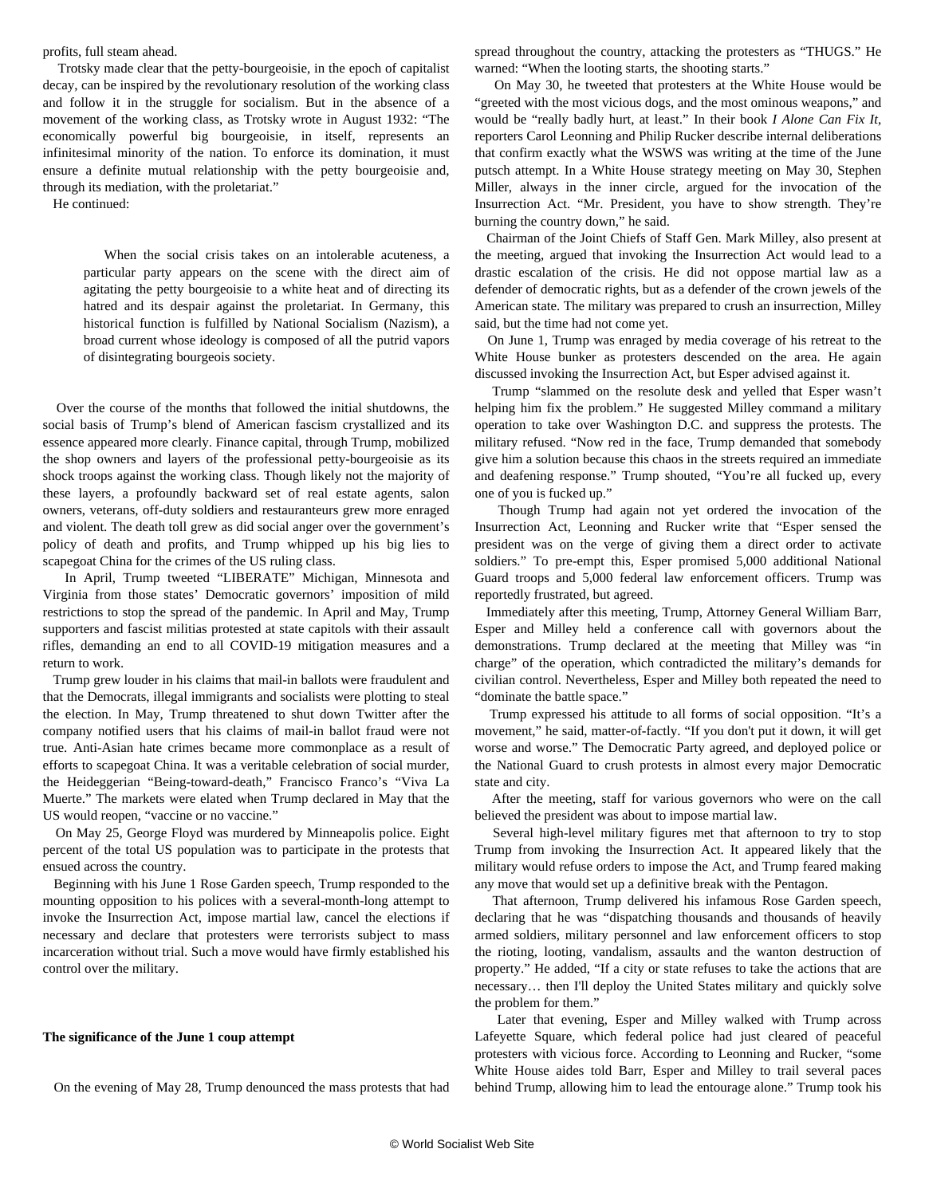profits, full steam ahead.

Trotsky made clear that the petty-bourgeoisie, in the epoch of capitalist decay, can be inspired by the revolutionary resolution of the working class and follow it in the struggle for socialism. But in the absence of a movement of the working class, as Trotsky wrote in August 1932: "The economically powerful big bourgeoisie, in itself, represents an infinitesimal minority of the nation. To enforce its domination, it must ensure a definite mutual relationship with the petty bourgeoisie and, through its mediation, with the proletariat."

He continued:

> When the social crisis takes on an intolerable acuteness, a particular party appears on the scene with the direct aim of agitating the petty bourgeoisie to a white heat and of directing its hatred and its despair against the proletariat. In Germany, this historical function is fulfilled by National Socialism (Nazism), a broad current whose ideology is composed of all the putrid vapors of disintegrating bourgeois society.

Over the course of the months that followed the initial shutdowns, the social basis of Trump's blend of American fascism crystallized and its essence appeared more clearly. Finance capital, through Trump, mobilized the shop owners and layers of the professional petty-bourgeoisie as its shock troops against the working class. Though likely not the majority of these layers, a profoundly backward set of real estate agents, salon owners, veterans, off-duty soldiers and restauranteurs grew more enraged and violent. The death toll grew as did social anger over the government's policy of death and profits, and Trump whipped up his big lies to scapegoat China for the crimes of the US ruling class.

In April, Trump tweeted "LIBERATE" Michigan, Minnesota and Virginia from those states' Democratic governors' imposition of mild restrictions to stop the spread of the pandemic. In April and May, Trump supporters and fascist militias protested at state capitols with their assault rifles, demanding an end to all COVID-19 mitigation measures and a return to work.

Trump grew louder in his claims that mail-in ballots were fraudulent and that the Democrats, illegal immigrants and socialists were plotting to steal the election. In May, Trump threatened to shut down Twitter after the company notified users that his claims of mail-in ballot fraud were not true. Anti-Asian hate crimes became more commonplace as a result of efforts to scapegoat China. It was a veritable celebration of social murder, the Heideggerian "Being-toward-death," Francisco Franco's "Viva La Muerte." The markets were elated when Trump declared in May that the US would reopen, "vaccine or no vaccine."

On May 25, George Floyd was murdered by Minneapolis police. Eight percent of the total US population was to participate in the protests that ensued across the country.

Beginning with his June 1 Rose Garden speech, Trump responded to the mounting opposition to his polices with a several-month-long attempt to invoke the Insurrection Act, impose martial law, cancel the elections if necessary and declare that protesters were terrorists subject to mass incarceration without trial. Such a move would have firmly established his control over the military.

**The significance of the June 1 coup attempt**

On the evening of May 28, Trump denounced the mass protests that had spread throughout the country, attacking the protesters as "THUGS." He warned: "When the looting starts, the shooting starts."

On May 30, he tweeted that protesters at the White House would be "greeted with the most vicious dogs, and the most ominous weapons," and would be "really badly hurt, at least." In their book *I Alone Can Fix It*, reporters Carol Leonning and Philip Rucker describe internal deliberations that confirm exactly what the WSWS was writing at the time of the June putsch attempt. In a White House strategy meeting on May 30, Stephen Miller, always in the inner circle, argued for the invocation of the Insurrection Act. "Mr. President, you have to show strength. They're burning the country down," he said.

Chairman of the Joint Chiefs of Staff Gen. Mark Milley, also present at the meeting, argued that invoking the Insurrection Act would lead to a drastic escalation of the crisis. He did not oppose martial law as a defender of democratic rights, but as a defender of the crown jewels of the American state. The military was prepared to crush an insurrection, Milley said, but the time had not come yet.

On June 1, Trump was enraged by media coverage of his retreat to the White House bunker as protesters descended on the area. He again discussed invoking the Insurrection Act, but Esper advised against it.

Trump "slammed on the resolute desk and yelled that Esper wasn't helping him fix the problem." He suggested Milley command a military operation to take over Washington D.C. and suppress the protests. The military refused. "Now red in the face, Trump demanded that somebody give him a solution because this chaos in the streets required an immediate and deafening response." Trump shouted, "You're all fucked up, every one of you is fucked up."

Though Trump had again not yet ordered the invocation of the Insurrection Act, Leonning and Rucker write that "Esper sensed the president was on the verge of giving them a direct order to activate soldiers." To pre-empt this, Esper promised 5,000 additional National Guard troops and 5,000 federal law enforcement officers. Trump was reportedly frustrated, but agreed.

Immediately after this meeting, Trump, Attorney General William Barr, Esper and Milley held a conference call with governors about the demonstrations. Trump declared at the meeting that Milley was "in charge" of the operation, which contradicted the military's demands for civilian control. Nevertheless, Esper and Milley both repeated the need to "dominate the battle space."

Trump expressed his attitude to all forms of social opposition. "It's a movement," he said, matter-of-factly. "If you don't put it down, it will get worse and worse." The Democratic Party agreed, and deployed police or the National Guard to crush protests in almost every major Democratic state and city.

After the meeting, staff for various governors who were on the call believed the president was about to impose martial law.

Several high-level military figures met that afternoon to try to stop Trump from invoking the Insurrection Act. It appeared likely that the military would refuse orders to impose the Act, and Trump feared making any move that would set up a definitive break with the Pentagon.

That afternoon, Trump delivered his infamous Rose Garden speech, declaring that he was "dispatching thousands and thousands of heavily armed soldiers, military personnel and law enforcement officers to stop the rioting, looting, vandalism, assaults and the wanton destruction of property." He added, "If a city or state refuses to take the actions that are necessary… then I'll deploy the United States military and quickly solve the problem for them."

Later that evening, Esper and Milley walked with Trump across Lafeyette Square, which federal police had just cleared of peaceful protesters with vicious force. According to Leonning and Rucker, "some White House aides told Barr, Esper and Milley to trail several paces behind Trump, allowing him to lead the entourage alone." Trump took his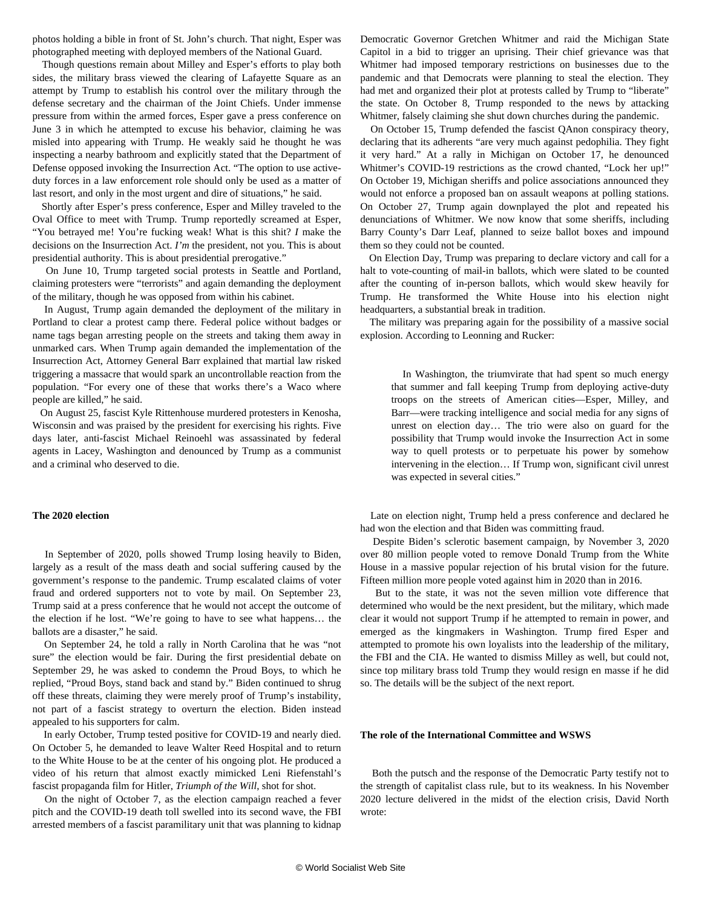photos holding a bible in front of St. John's church. That night, Esper was photographed meeting with deployed members of the National Guard.

Though questions remain about Milley and Esper's efforts to play both sides, the military brass viewed the clearing of Lafayette Square as an attempt by Trump to establish his control over the military through the defense secretary and the chairman of the Joint Chiefs. Under immense pressure from within the armed forces, Esper gave a press conference on June 3 in which he attempted to excuse his behavior, claiming he was misled into appearing with Trump. He weakly said he thought he was inspecting a nearby bathroom and explicitly stated that the Department of Defense opposed invoking the Insurrection Act. "The option to use active-duty forces in a law enforcement role should only be used as a matter of last resort, and only in the most urgent and dire of situations," he said.

Shortly after Esper's press conference, Esper and Milley traveled to the Oval Office to meet with Trump. Trump reportedly screamed at Esper, "You betrayed me! You're fucking weak! What is this shit? *I* make the decisions on the Insurrection Act. *I'm* the president, not you. This is about presidential authority. This is about presidential prerogative."

On June 10, Trump targeted social protests in Seattle and Portland, claiming protesters were "terrorists" and again demanding the deployment of the military, though he was opposed from within his cabinet.

In August, Trump again demanded the deployment of the military in Portland to clear a protest camp there. Federal police without badges or name tags began arresting people on the streets and taking them away in unmarked cars. When Trump again demanded the implementation of the Insurrection Act, Attorney General Barr explained that martial law risked triggering a massacre that would spark an uncontrollable reaction from the population. "For every one of these that works there's a Waco where people are killed," he said.

On August 25, fascist Kyle Rittenhouse murdered protesters in Kenosha, Wisconsin and was praised by the president for exercising his rights. Five days later, anti-fascist Michael Reinoehl was assassinated by federal agents in Lacey, Washington and denounced by Trump as a communist and a criminal who deserved to die.

**The 2020 election**

In September of 2020, polls showed Trump losing heavily to Biden, largely as a result of the mass death and social suffering caused by the government's response to the pandemic. Trump escalated claims of voter fraud and ordered supporters not to vote by mail. On September 23, Trump said at a press conference that he would not accept the outcome of the election if he lost. "We're going to have to see what happens… the ballots are a disaster," he said.

On September 24, he told a rally in North Carolina that he was "not sure" the election would be fair. During the first presidential debate on September 29, he was asked to condemn the Proud Boys, to which he replied, "Proud Boys, stand back and stand by." Biden continued to shrug off these threats, claiming they were merely proof of Trump's instability, not part of a fascist strategy to overturn the election. Biden instead appealed to his supporters for calm.

In early October, Trump tested positive for COVID-19 and nearly died. On October 5, he demanded to leave Walter Reed Hospital and to return to the White House to be at the center of his ongoing plot. He produced a video of his return that almost exactly mimicked Leni Riefenstahl's fascist propaganda film for Hitler, *Triumph of the Will*, shot for shot.

On the night of October 7, as the election campaign reached a fever pitch and the COVID-19 death toll swelled into its second wave, the FBI arrested members of a fascist paramilitary unit that was planning to kidnap Democratic Governor Gretchen Whitmer and raid the Michigan State Capitol in a bid to trigger an uprising. Their chief grievance was that Whitmer had imposed temporary restrictions on businesses due to the pandemic and that Democrats were planning to steal the election. They had met and organized their plot at protests called by Trump to "liberate" the state. On October 8, Trump responded to the news by attacking Whitmer, falsely claiming she shut down churches during the pandemic.

On October 15, Trump defended the fascist QAnon conspiracy theory, declaring that its adherents "are very much against pedophilia. They fight it very hard." At a rally in Michigan on October 17, he denounced Whitmer's COVID-19 restrictions as the crowd chanted, "Lock her up!" On October 19, Michigan sheriffs and police associations announced they would not enforce a proposed ban on assault weapons at polling stations. On October 27, Trump again downplayed the plot and repeated his denunciations of Whitmer. We now know that some sheriffs, including Barry County's Darr Leaf, planned to seize ballot boxes and impound them so they could not be counted.

On Election Day, Trump was preparing to declare victory and call for a halt to vote-counting of mail-in ballots, which were slated to be counted after the counting of in-person ballots, which would skew heavily for Trump. He transformed the White House into his election night headquarters, a substantial break in tradition.

The military was preparing again for the possibility of a massive social explosion. According to Leonning and Rucker:

> In Washington, the triumvirate that had spent so much energy that summer and fall keeping Trump from deploying active-duty troops on the streets of American cities—Esper, Milley, and Barr—were tracking intelligence and social media for any signs of unrest on election day… The trio were also on guard for the possibility that Trump would invoke the Insurrection Act in some way to quell protests or to perpetuate his power by somehow intervening in the election… If Trump won, significant civil unrest was expected in several cities."

Late on election night, Trump held a press conference and declared he had won the election and that Biden was committing fraud.

Despite Biden's sclerotic basement campaign, by November 3, 2020 over 80 million people voted to remove Donald Trump from the White House in a massive popular rejection of his brutal vision for the future. Fifteen million more people voted against him in 2020 than in 2016.

But to the state, it was not the seven million vote difference that determined who would be the next president, but the military, which made clear it would not support Trump if he attempted to remain in power, and emerged as the kingmakers in Washington. Trump fired Esper and attempted to promote his own loyalists into the leadership of the military, the FBI and the CIA. He wanted to dismiss Milley as well, but could not, since top military brass told Trump they would resign en masse if he did so. The details will be the subject of the next report.

**The role of the International Committee and WSWS**

Both the putsch and the response of the Democratic Party testify not to the strength of capitalist class rule, but to its weakness. In his November 2020 lecture delivered in the midst of the election crisis, David North wrote: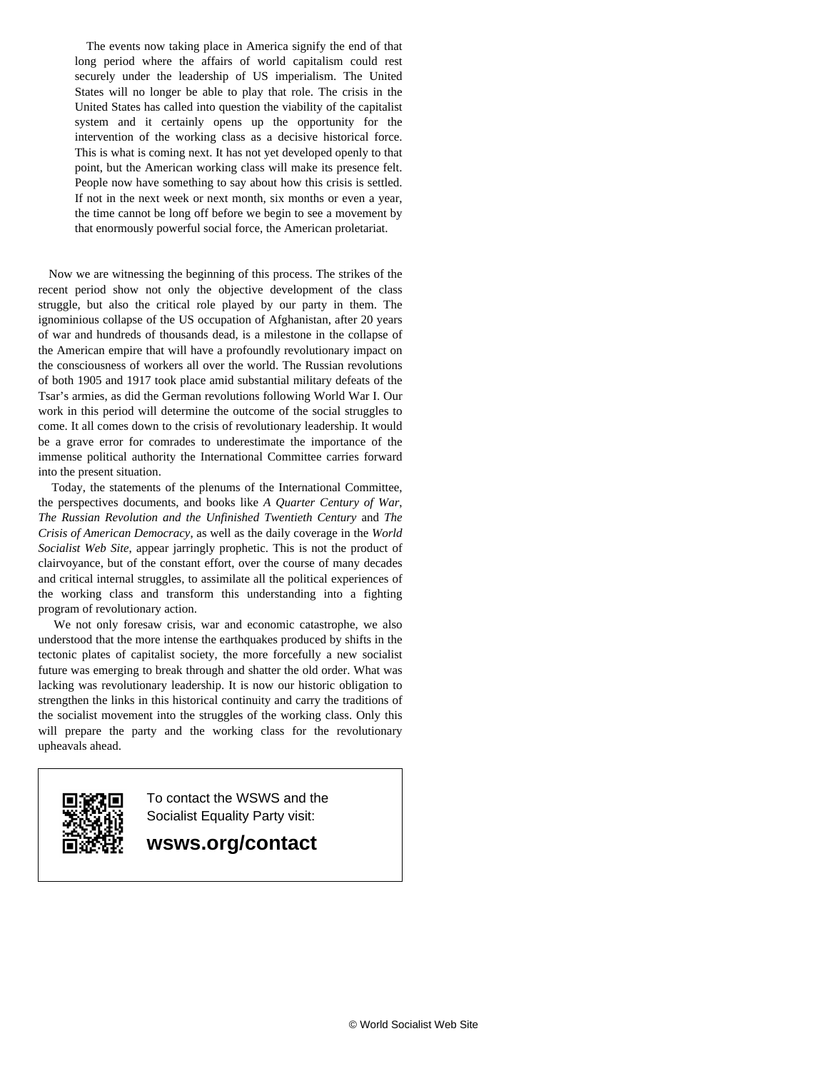> The events now taking place in America signify the end of that long period where the affairs of world capitalism could rest securely under the leadership of US imperialism. The United States will no longer be able to play that role. The crisis in the United States has called into question the viability of the capitalist system and it certainly opens up the opportunity for the intervention of the working class as a decisive historical force. This is what is coming next. It has not yet developed openly to that point, but the American working class will make its presence felt. People now have something to say about how this crisis is settled. If not in the next week or next month, six months or even a year, the time cannot be long off before we begin to see a movement by that enormously powerful social force, the American proletariat.

Now we are witnessing the beginning of this process. The strikes of the recent period show not only the objective development of the class struggle, but also the critical role played by our party in them. The ignominious collapse of the US occupation of Afghanistan, after 20 years of war and hundreds of thousands dead, is a milestone in the collapse of the American empire that will have a profoundly revolutionary impact on the consciousness of workers all over the world. The Russian revolutions of both 1905 and 1917 took place amid substantial military defeats of the Tsar's armies, as did the German revolutions following World War I. Our work in this period will determine the outcome of the social struggles to come. It all comes down to the crisis of revolutionary leadership. It would be a grave error for comrades to underestimate the importance of the immense political authority the International Committee carries forward into the present situation.

Today, the statements of the plenums of the International Committee, the perspectives documents, and books like *A Quarter Century of War*, *The Russian Revolution and the Unfinished Twentieth Century* and *The Crisis of American Democracy*, as well as the daily coverage in the *World Socialist Web Site*, appear jarringly prophetic. This is not the product of clairvoyance, but of the constant effort, over the course of many decades and critical internal struggles, to assimilate all the political experiences of the working class and transform this understanding into a fighting program of revolutionary action.

We not only foresaw crisis, war and economic catastrophe, we also understood that the more intense the earthquakes produced by shifts in the tectonic plates of capitalist society, the more forcefully a new socialist future was emerging to break through and shatter the old order. What was lacking was revolutionary leadership. It is now our historic obligation to strengthen the links in this historical continuity and carry the traditions of the socialist movement into the struggles of the working class. Only this will prepare the party and the working class for the revolutionary upheavals ahead.

To contact the WSWS and the Socialist Equality Party visit:

**wsws.org/contact**